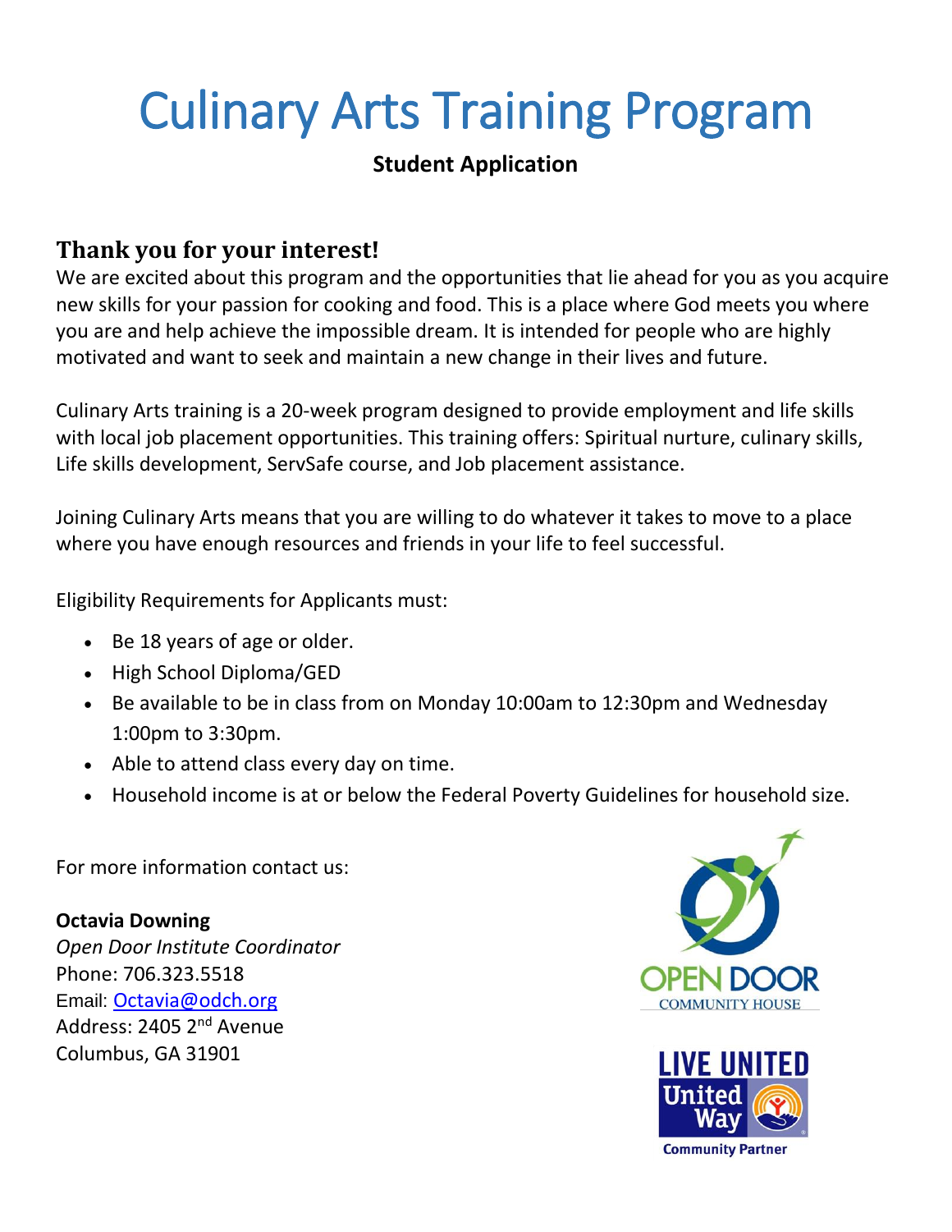# Culinary Arts Training Program

**Student Application**

## Thank you for your interest!

We are excited about this program and the opportunities that lie ahead for you as you acquire new skills for your passion for cooking and food. This is a place where God meets you where you are and help achieve the impossible dream. It is intended for people who are highly motivated and want to seek and maintain a new change in their lives and future.

Culinary Arts training is a 20-week program designed to provide employment and life skills with local job placement opportunities. This training offers: Spiritual nurture, culinary skills, Life skills development, ServSafe course, and Job placement assistance.

Joining Culinary Arts means that you are willing to do whatever it takes to move to a place where you have enough resources and friends in your life to feel successful.

Eligibility Requirements for Applicants must:

- Be 18 years of age or older.
- High School Diploma/GED
- Be available to be in class from on Monday 10:00am to 12:30pm and Wednesday 1:00pm to 3:30pm.
- Able to attend class every day on time.
- Household income is at or below the Federal Poverty Guidelines for household size.

For more information contact us:

**Octavia Downing**
*Open Door Institute Coordinator*
Phone: 706.323.5518
Email: Octavia@odch.org
Address: 2405 2nd Avenue
Columbus, GA 31901

OPEN DOOR COMMUNITY HOUSE

LIVE UNITED United Way Community Partner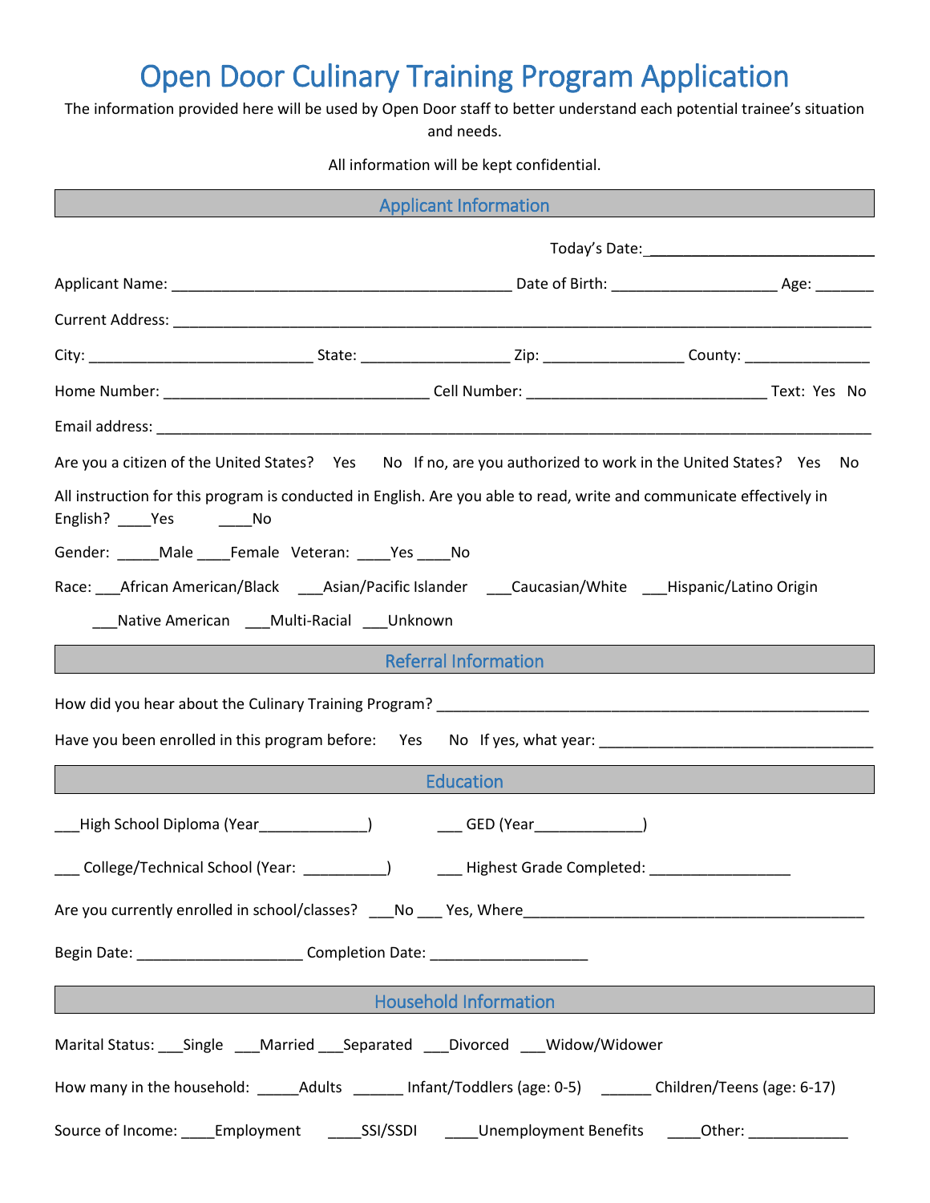# Open Door Culinary Training Program Application

The information provided here will be used by Open Door staff to better understand each potential trainee's situation and needs.

All information will be kept confidential.

## Applicant Information

Today's Date:____________________________

Applicant Name: __________________________________________ Date of Birth: ____________________ Age: _______

Current Address: _________________________________________________________________________________________

City: ____________________________ State: __________________ Zip: _________________ County: _______________

Home Number: _________________________________ Cell Number: ______________________________ Text: Yes No

Email address: ___________________________________________________________________________________________

Are you a citizen of the United States? Yes No If no, are you authorized to work in the United States? Yes No

All instruction for this program is conducted in English. Are you able to read, write and communicate effectively in English? ____Yes ____No

Gender: _____Male ____Female Veteran: ____Yes ____No

Race: ___African American/Black ___Asian/Pacific Islander ___Caucasian/White ___Hispanic/Latino Origin ___Native American ___Multi-Racial ___Unknown

## Referral Information

How did you hear about the Culinary Training Program? _______________________________________________________

Have you been enrolled in this program before: Yes No If yes, what year: __________________________________

## Education

___High School Diploma (Year_____________) ___ GED (Year_____________)

___ College/Technical School (Year: __________) ___ Highest Grade Completed: _________________

Are you currently enrolled in school/classes? ___No ___ Yes, Where__________________________________________

Begin Date: ____________________ Completion Date: ___________________

## Household Information

Marital Status: ___Single ___Married ___Separated ___Divorced ___Widow/Widower

How many in the household: _____Adults ______ Infant/Toddlers (age: 0-5) ______ Children/Teens (age: 6-17)

Source of Income: ____Employment ____SSI/SSDI ____Unemployment Benefits ____Other: ____________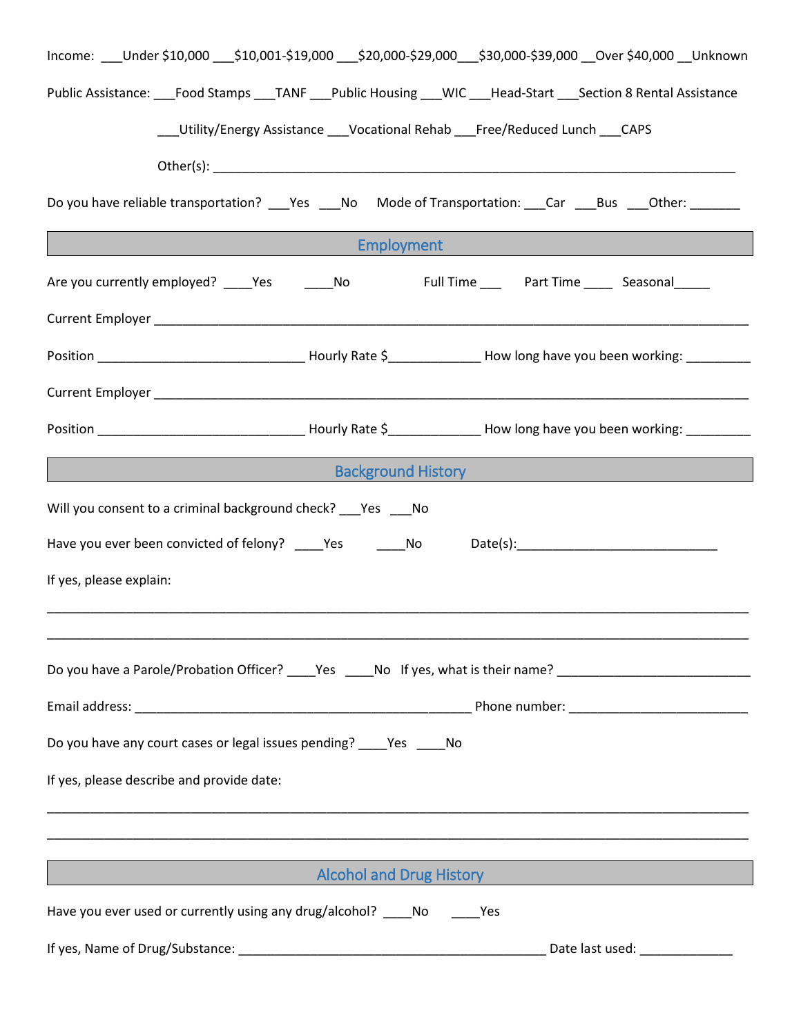Income: ___Under $10,000 ___$10,001-$19,000 ___$20,000-$29,000___$30,000-$39,000 __Over $40,000 __Unknown

Public Assistance: ___Food Stamps ___TANF ___Public Housing ___WIC ___Head-Start ___Section 8 Rental Assistance

___Utility/Energy Assistance ___Vocational Rehab ___Free/Reduced Lunch ___CAPS

Other(s): ___________________________________________________________________________

Do you have reliable transportation? ___Yes ___No Mode of Transportation: ___Car ___Bus ___Other: _______

## Employment

Are you currently employed? ____Yes ____No Full Time ___ Part Time ____ Seasonal_____

Current Employer ______________________________________________________________________________

Position _____________________________ Hourly Rate $_____________ How long have you been working: _________

Current Employer ______________________________________________________________________________

Position _____________________________ Hourly Rate $_____________ How long have you been working: _________

## Background History

Will you consent to a criminal background check? ___Yes ___No

Have you ever been convicted of felony? ____Yes ____No Date(s):____________________________

If yes, please explain:

_____________________________________________________________________________________________

_____________________________________________________________________________________________

Do you have a Parole/Probation Officer? ____Yes ____No If yes, what is their name? ___________________________

Email address: _________________________________________________ Phone number: _________________________

Do you have any court cases or legal issues pending? ____Yes ____No

If yes, please describe and provide date:

_____________________________________________________________________________________________

_____________________________________________________________________________________________

## Alcohol and Drug History

Have you ever used or currently using any drug/alcohol? ____No ____Yes

If yes, Name of Drug/Substance: ____________________________________________ Date last used: _____________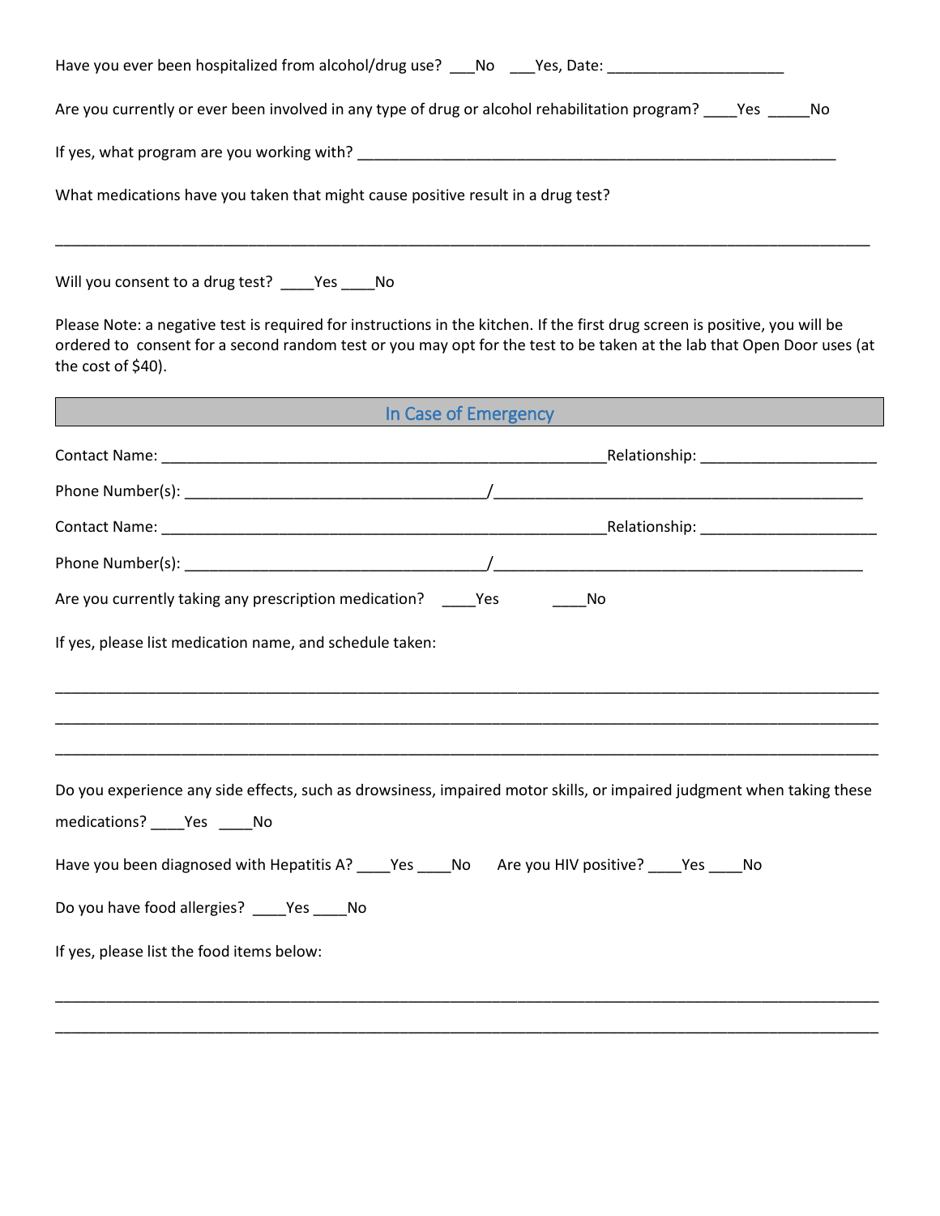Have you ever been hospitalized from alcohol/drug use? ___No ___Yes, Date: ______________________

Are you currently or ever been involved in any type of drug or alcohol rehabilitation program? ____Yes _____No

If yes, what program are you working with? ____________________________________________________________

What medications have you taken that might cause positive result in a drug test?

____________________________________________________________________________________________________

Will you consent to a drug test? ____Yes ____No

Please Note: a negative test is required for instructions in the kitchen. If the first drug screen is positive, you will be ordered to consent for a second random test or you may opt for the test to be taken at the lab that Open Door uses (at the cost of $40).

## In Case of Emergency

Contact Name: ________________________________________________________Relationship: ______________________

Phone Number(s): _____________________________________/______________________________________________

Contact Name: ________________________________________________________Relationship: ______________________

Phone Number(s): _____________________________________/______________________________________________

Are you currently taking any prescription medication? ____Yes ____No

If yes, please list medication name, and schedule taken:

____________________________________________________________________________________________________

____________________________________________________________________________________________________

____________________________________________________________________________________________________

Do you experience any side effects, such as drowsiness, impaired motor skills, or impaired judgment when taking these medications? ____Yes ____No

Have you been diagnosed with Hepatitis A? ____Yes ____No Are you HIV positive? ____Yes ____No

Do you have food allergies? ____Yes ____No

If yes, please list the food items below:

____________________________________________________________________________________________________

____________________________________________________________________________________________________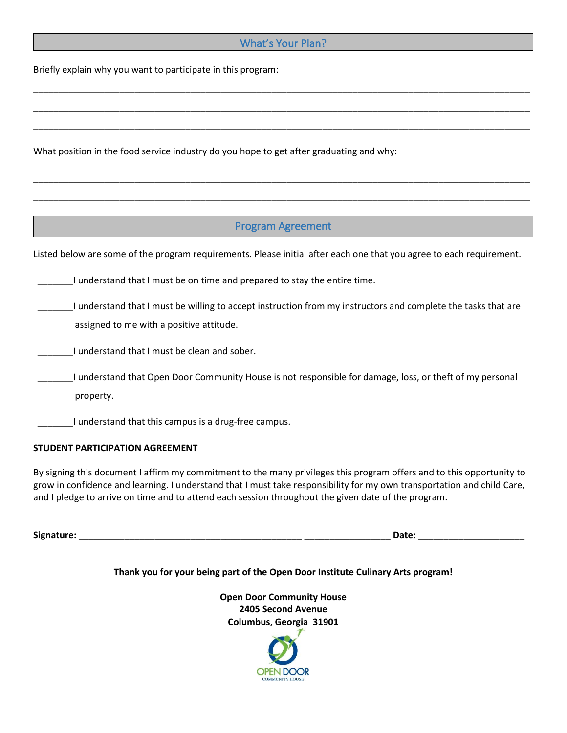## What's Your Plan?

Briefly explain why you want to participate in this program:

_______________________________________________________________________________________________

_______________________________________________________________________________________________

_______________________________________________________________________________________________

What position in the food service industry do you hope to get after graduating and why:

_______________________________________________________________________________________________

_______________________________________________________________________________________________

## Program Agreement

Listed below are some of the program requirements. Please initial after each one that you agree to each requirement.

_______I understand that I must be on time and prepared to stay the entire time.

_______I understand that I must be willing to accept instruction from my instructors and complete the tasks that are assigned to me with a positive attitude.

_______I understand that I must be clean and sober.

_______I understand that Open Door Community House is not responsible for damage, loss, or theft of my personal property.

_______I understand that this campus is a drug-free campus.

**STUDENT PARTICIPATION AGREEMENT**

By signing this document I affirm my commitment to the many privileges this program offers and to this opportunity to grow in confidence and learning. I understand that I must take responsibility for my own transportation and child Care, and I pledge to arrive on time and to attend each session throughout the given date of the program.

**Signature: _____________________________________________ _________________ Date: _____________________**

**Thank you for your being part of the Open Door Institute Culinary Arts program!**

**Open Door Community House**
**2405 Second Avenue**
**Columbus, Georgia 31901**

OPEN DOOR
COMMUNITY HOUSE